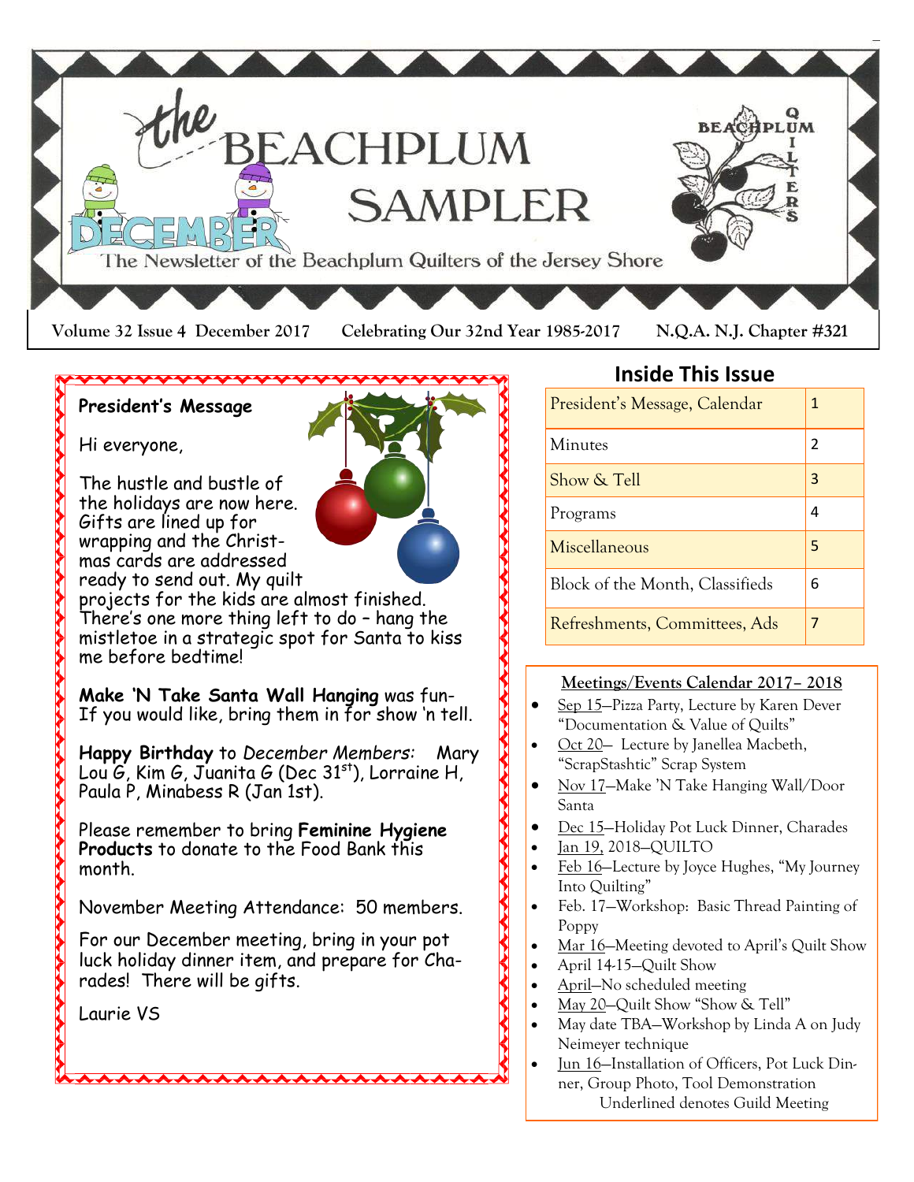# The Beachplum Sampler

The Newsletter of the Beachplum Quilters of the Jersey Shore

December

Volume 32 Issue 4 December 2017 Celebrating Our 32nd Year 1985-2017 N.Q.A. N.J. Chapter #321

## President's Message

Hi everyone,

The hustle and bustle of the holidays are now here. Gifts are lined up for wrapping and the Christmas cards are addressed ready to send out. My quilt projects for the kids are almost finished. There's one more thing left to do – hang the mistletoe in a strategic spot for Santa to kiss me before bedtime!

**Make 'N Take Santa Wall Hanging** was fun- If you would like, bring them in for show 'n tell.

**Happy Birthday** to *December Members:* Mary Lou G, Kim G, Juanita G (Dec 31st), Lorraine H, Paula P, Minabess R (Jan 1st).

Please remember to bring **Feminine Hygiene Products** to donate to the Food Bank this month.

November Meeting Attendance: 50 members.

For our December meeting, bring in your pot luck holiday dinner item, and prepare for Charades! There will be gifts.

Laurie VS

## Inside This Issue

| | |
|---|---|
| President's Message, Calendar | 1 |
| Minutes | 2 |
| Show & Tell | 3 |
| Programs | 4 |
| Miscellaneous | 5 |
| Block of the Month, Classifieds | 6 |
| Refreshments, Committees, Ads | 7 |

## Meetings/Events Calendar 2017– 2018

- Sep 15—Pizza Party, Lecture by Karen Dever "Documentation & Value of Quilts"
- Oct 20— Lecture by Janellea Macbeth, "ScrapStashtic" Scrap System
- Nov 17—Make 'N Take Hanging Wall/Door Santa
- Dec 15—Holiday Pot Luck Dinner, Charades
- Jan 19, 2018—QUILTO
- Feb 16—Lecture by Joyce Hughes, "My Journey Into Quilting"
- Feb. 17—Workshop: Basic Thread Painting of Poppy
- Mar 16—Meeting devoted to April's Quilt Show
- April 14-15—Quilt Show
- April—No scheduled meeting
- May 20—Quilt Show "Show & Tell"
- May date TBA—Workshop by Linda A on Judy Neimeyer technique
- Jun 16—Installation of Officers, Pot Luck Dinner, Group Photo, Tool Demonstration

Underlined denotes Guild Meeting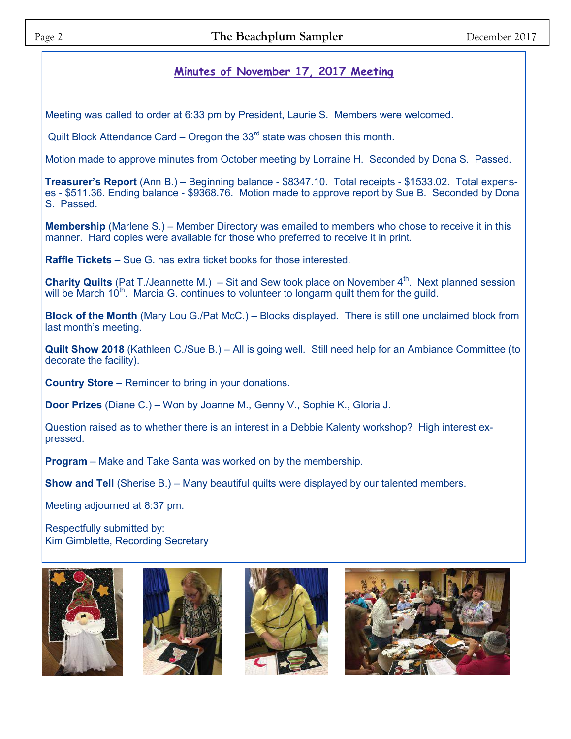## Minutes of November 17, 2017 Meeting

Meeting was called to order at 6:33 pm by President, Laurie S. Members were welcomed.

Quilt Block Attendance Card – Oregon the 33rd state was chosen this month.

Motion made to approve minutes from October meeting by Lorraine H. Seconded by Dona S. Passed.

**Treasurer's Report** (Ann B.) – Beginning balance - $8347.10. Total receipts - $1533.02. Total expenses - $511.36. Ending balance - $9368.76. Motion made to approve report by Sue B. Seconded by Dona S. Passed.

**Membership** (Marlene S.) – Member Directory was emailed to members who chose to receive it in this manner. Hard copies were available for those who preferred to receive it in print.

**Raffle Tickets** – Sue G. has extra ticket books for those interested.

**Charity Quilts** (Pat T./Jeannette M.) – Sit and Sew took place on November 4th. Next planned session will be March 10th. Marcia G. continues to volunteer to longarm quilt them for the guild.

**Block of the Month** (Mary Lou G./Pat McC.) – Blocks displayed. There is still one unclaimed block from last month's meeting.

**Quilt Show 2018** (Kathleen C./Sue B.) – All is going well. Still need help for an Ambiance Committee (to decorate the facility).

**Country Store** – Reminder to bring in your donations.

**Door Prizes** (Diane C.) – Won by Joanne M., Genny V., Sophie K., Gloria J.

Question raised as to whether there is an interest in a Debbie Kalenty workshop? High interest expressed.

**Program** – Make and Take Santa was worked on by the membership.

**Show and Tell** (Sherise B.) – Many beautiful quilts were displayed by our talented members.

Meeting adjourned at 8:37 pm.

Respectfully submitted by:
Kim Gimblette, Recording Secretary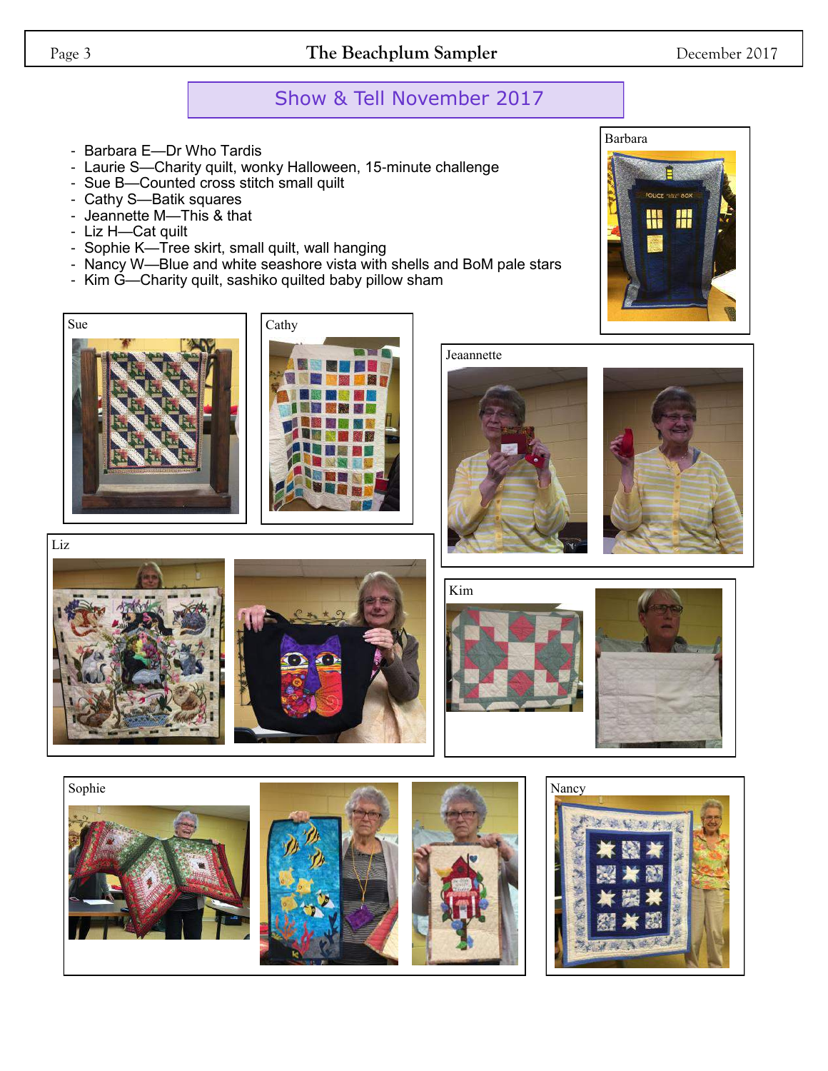## Show & Tell November 2017

- Barbara E—Dr Who Tardis
- Laurie S—Charity quilt, wonky Halloween, 15-minute challenge
- Sue B—Counted cross stitch small quilt
- Cathy S—Batik squares
- Jeannette M—This & that
- Liz H—Cat quilt
- Sophie K—Tree skirt, small quilt, wall hanging
- Nancy W—Blue and white seashore vista with shells and BoM pale stars
- Kim G—Charity quilt, sashiko quilted baby pillow sham

Barbara

Sue

Cathy

Jeaannette

Liz

Kim

Sophie

Nancy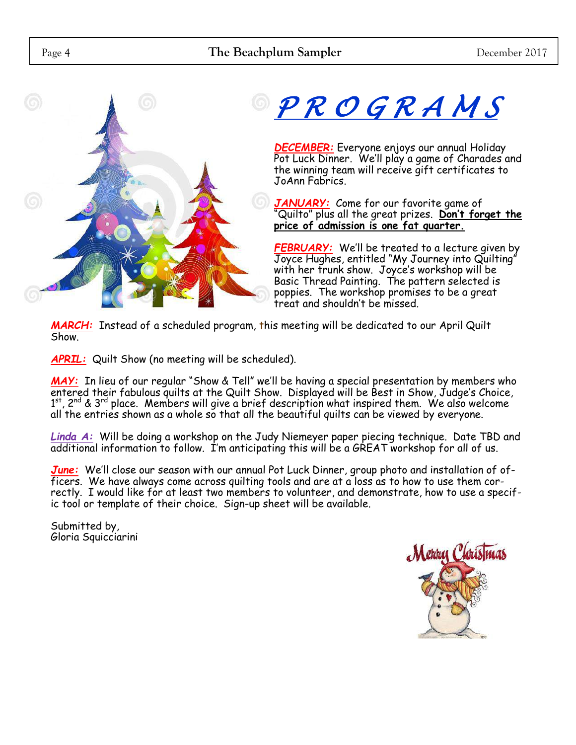# PROGRAMS

**DECEMBER:** Everyone enjoys our annual Holiday Pot Luck Dinner. We'll play a game of Charades and the winning team will receive gift certificates to JoAnn Fabrics.

**JANUARY:** Come for our favorite game of "Quilto" plus all the great prizes. **Don't forget the price of admission is one fat quarter.**

**FEBRUARY:** We'll be treated to a lecture given by Joyce Hughes, entitled "My Journey into Quilting" with her trunk show. Joyce's workshop will be Basic Thread Painting. The pattern selected is poppies. The workshop promises to be a great treat and shouldn't be missed.

**MARCH:** Instead of a scheduled program, this meeting will be dedicated to our April Quilt Show.

**APRIL:** Quilt Show (no meeting will be scheduled).

**MAY:** In lieu of our regular "Show & Tell" we'll be having a special presentation by members who entered their fabulous quilts at the Quilt Show. Displayed will be Best in Show, Judge's Choice, 1st, 2nd & 3rd place. Members will give a brief description what inspired them. We also welcome all the entries shown as a whole so that all the beautiful quilts can be viewed by everyone.

**Linda A:** Will be doing a workshop on the Judy Niemeyer paper piecing technique. Date TBD and additional information to follow. I'm anticipating this will be a GREAT workshop for all of us.

**June:** We'll close our season with our annual Pot Luck Dinner, group photo and installation of officers. We have always come across quilting tools and are at a loss as to how to use them correctly. I would like for at least two members to volunteer, and demonstrate, how to use a specific tool or template of their choice. Sign-up sheet will be available.

Submitted by,
Gloria Squicciarini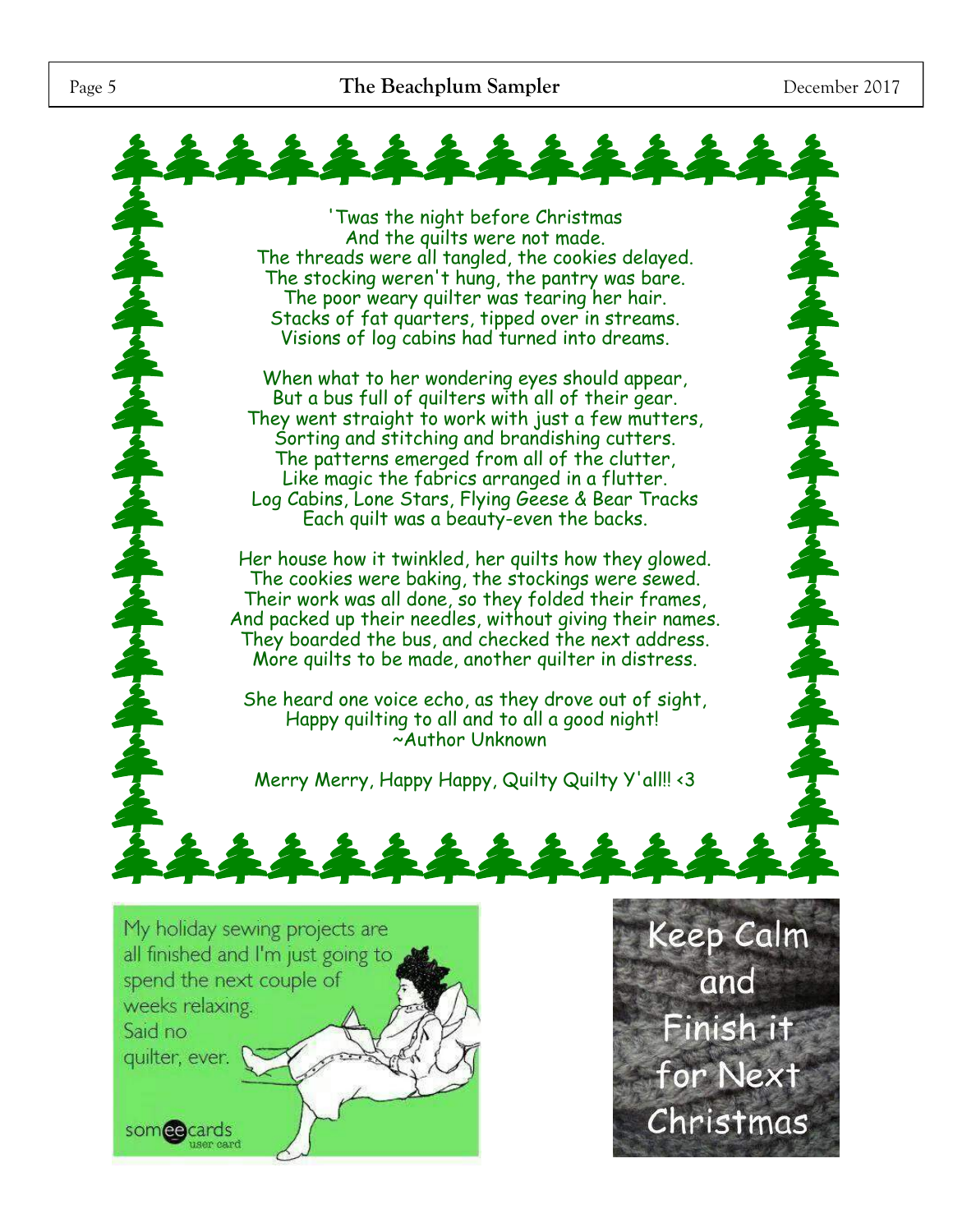'Twas the night before Christmas
And the quilts were not made.
The threads were all tangled, the cookies delayed.
The stocking weren't hung, the pantry was bare.
The poor weary quilter was tearing her hair.
Stacks of fat quarters, tipped over in streams.
Visions of log cabins had turned into dreams.

When what to her wondering eyes should appear,
But a bus full of quilters with all of their gear.
They went straight to work with just a few mutters,
Sorting and stitching and brandishing cutters.
The patterns emerged from all of the clutter,
Like magic the fabrics arranged in a flutter.
Log Cabins, Lone Stars, Flying Geese & Bear Tracks
Each quilt was a beauty-even the backs.

Her house how it twinkled, her quilts how they glowed.
The cookies were baking, the stockings were sewed.
Their work was all done, so they folded their frames,
And packed up their needles, without giving their names.
They boarded the bus, and checked the next address.
More quilts to be made, another quilter in distress.

She heard one voice echo, as they drove out of sight,
Happy quilting to all and to all a good night!
~Author Unknown

Merry Merry, Happy Happy, Quilty Quilty Y'all!! <3

My holiday sewing projects are all finished and I'm just going to spend the next couple of weeks relaxing.
Said no quilter, ever.

someecards
user card

Keep Calm and Finish it for Next Christmas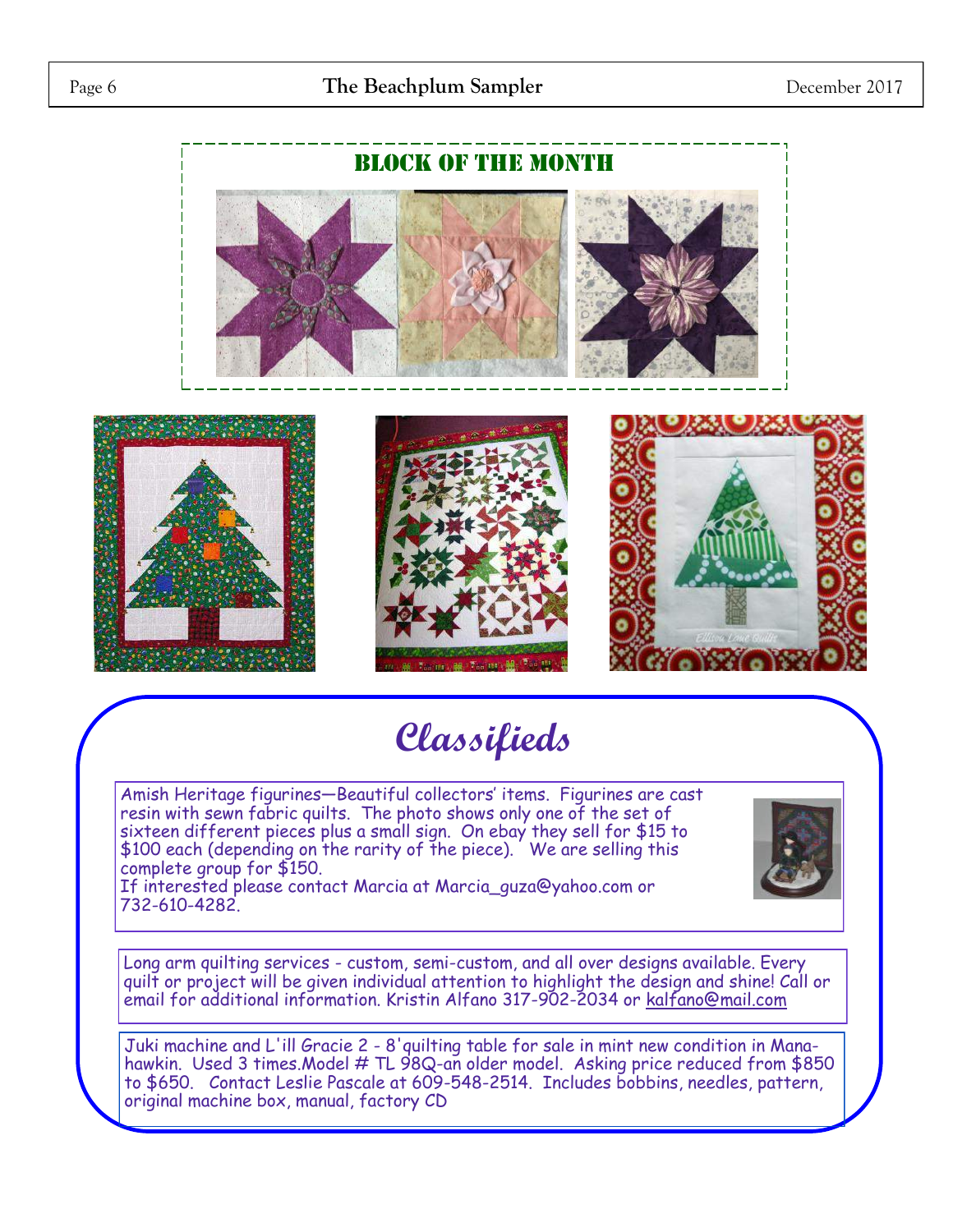## Block of the Month

# Classifieds

Amish Heritage figurines—Beautiful collectors' items. Figurines are cast resin with sewn fabric quilts. The photo shows only one of the set of sixteen different pieces plus a small sign. On ebay they sell for $15 to $100 each (depending on the rarity of the piece). We are selling this complete group for $150.
If interested please contact Marcia at Marcia_guza@yahoo.com or 732-610-4282.

Long arm quilting services - custom, semi-custom, and all over designs available. Every quilt or project will be given individual attention to highlight the design and shine! Call or email for additional information. Kristin Alfano 317-902-2034 or kalfano@mail.com

Juki machine and L'ill Gracie 2 - 8'quilting table for sale in mint new condition in Manahawkin. Used 3 times.Model # TL 98Q-an older model. Asking price reduced from $850 to $650. Contact Leslie Pascale at 609-548-2514. Includes bobbins, needles, pattern, original machine box, manual, factory CD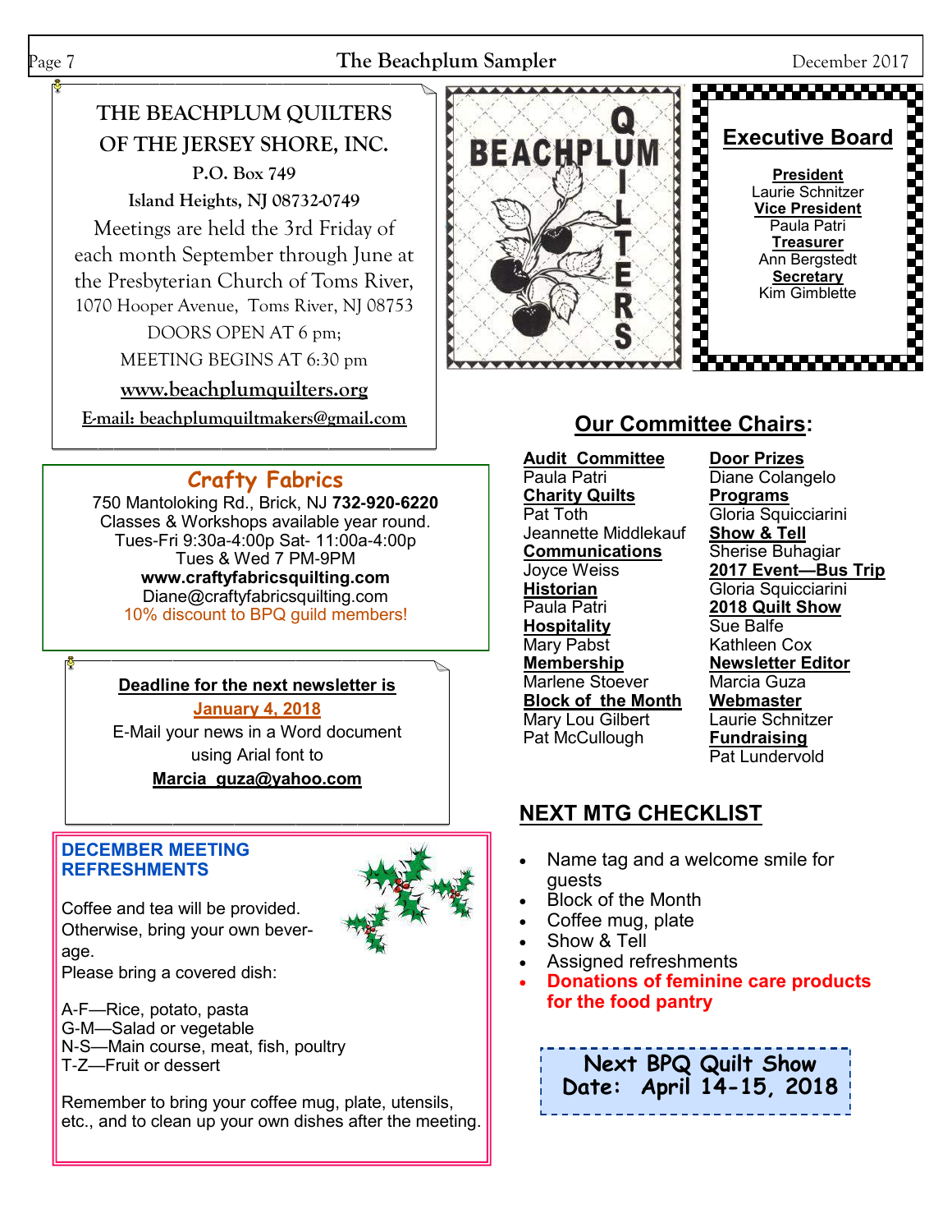## THE BEACHPLUM QUILTERS OF THE JERSEY SHORE, INC.

P.O. Box 749
Island Heights, NJ 08732-0749

Meetings are held the 3rd Friday of each month September through June at the Presbyterian Church of Toms River, 1070 Hooper Avenue, Toms River, NJ 08753

DOORS OPEN AT 6 pm;
MEETING BEGINS AT 6:30 pm

www.beachplumquilters.org

E-mail: beachplumquiltmakers@gmail.com

BEACHPLUM QUILTERS

## Executive Board

**President**
Laurie Schnitzer

**Vice President**
Paula Patri

**Treasurer**
Ann Bergstedt

**Secretary**
Kim Gimblette

## Crafty Fabrics

750 Mantoloking Rd., Brick, NJ **732-920-6220**
Classes & Workshops available year round.
Tues-Fri 9:30a-4:00p Sat- 11:00a-4:00p
Tues & Wed 7 PM-9PM
**www.craftyfabricsquilting.com**
Diane@craftyfabricsquilting.com
10% discount to BPQ guild members!

**Deadline for the next newsletter is**
**January 4, 2018**
E-Mail your news in a Word document using Arial font to
**Marcia_guza@yahoo.com**

## DECEMBER MEETING REFRESHMENTS

Coffee and tea will be provided. Otherwise, bring your own beverage.
Please bring a covered dish:

A-F—Rice, potato, pasta
G-M—Salad or vegetable
N-S—Main course, meat, fish, poultry
T-Z—Fruit or dessert

Remember to bring your coffee mug, plate, utensils, etc., and to clean up your own dishes after the meeting.

## Our Committee Chairs:

**Audit Committee**
Paula Patri

**Charity Quilts**
Pat Toth
Jeannette Middlekauf

**Communications**
Joyce Weiss

**Historian**
Paula Patri

**Hospitality**
Mary Pabst

**Membership**
Marlene Stoever

**Block of the Month**
Mary Lou Gilbert
Pat McCullough

**Door Prizes**
Diane Colangelo

**Programs**
Gloria Squicciarini

**Show & Tell**
Sherise Buhagiar

**2017 Event—Bus Trip**
Gloria Squicciarini

**2018 Quilt Show**
Sue Balfe
Kathleen Cox

**Newsletter Editor**
Marcia Guza

**Webmaster**
Laurie Schnitzer

**Fundraising**
Pat Lundervold

## NEXT MTG CHECKLIST

- Name tag and a welcome smile for guests
- Block of the Month
- Coffee mug, plate
- Show & Tell
- Assigned refreshments
- **Donations of feminine care products for the food pantry**

**Next BPQ Quilt Show Date: April 14-15, 2018**